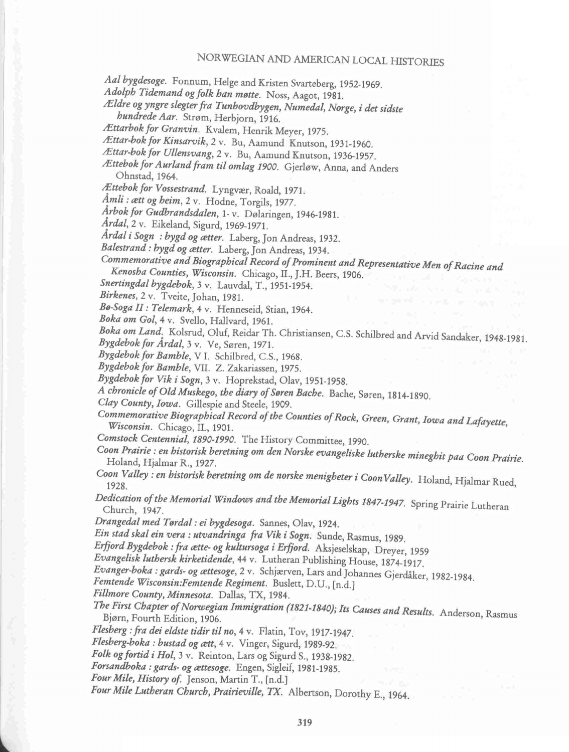# NORWEGIAN AND AMERICAN LOCAL HISTORIES

*Aal bygdesoge.* Fonnum, Helge and Kristen Svarteberg, 1952-1969.

*Adolph Tidemand og folk han møtte.* Noss, Aagot, 1981.

*Ældre og yngre slegter fra Tunhovdbygen, Numedal, Norge, i det sidste hundrede Aar.* Strøm, Herbjorn, 1916.

*Ættarbok for Granvin.* Kvalem, Henrik Meyer, 1975.

*Ættar-bok for Kinsarvik,* 2 v. Bu, Aamund Knutson, 1931-1960.

*Ættar-bok for Ullensvang,* 2 v. Bu, Aamund Knutson, 1936-1957.

*Ættebok for Aurland fram til omlag 1900.* Gjerløw, Anna, and Anders Ohnstad, 1964.

*Ættebok for Vossestrand.* Lyngvær, Roald, 1971.

*Åmli : ætt og heim,* 2 v. Hodne, Torgils, 1977.

*Årbok for Gudbrandsdalen,* 1- v. Dølaringen, 1946-1981.

*Årdal,* 2 v. Eikeland, Sigurd, 1969-1971.

*Årdal i Sogn : bygd og ætter.* Laberg, Jon Andreas, 1932.

*Balestrand : bygd og ætter.* Laberg, Jon Andreas, 1934.

*Commemorative and Biographical Record of Prominent and Representative Men of Racine and Kenosha Counties, Wisconsin.* Chicago, IL, J.H. Beers, 1906.

*Snertingdal bygdebok,* 3 v. Lauvdal, T., 1951-1954.

*Birkenes,* 2 v. Tveite, Johan, 1981.

*Bø-Soga II : Telemark,* 4 v. Henneseid, Stian, 1964.

*Boka om Gol,* 4 v. Svello, Hallvard, 1961.

*Boka om Land.* Kolsrud, Oluf, Reidar Th. Christiansen, C.S. Schilbred and Arvid Sandaker, 1948-1981.

*Bygdebok for Årdal,* 3 v. Ve, Søren, 1971.

*Bygdebok for Bamble,* V I. Schilbred, C.S., 1968.

*Bygdebok for Bamble,* VII. Z. Zakariassen, 1975.

*Bygdebok for Vik i Sogn,* 3 v. Hoprekstad, Olav, 1951-1958.

*A chronicle of Old Muskego, the diary of Søren Bache.* Bache, Søren, 1814-1890.

*Clay County, Iowa.* Gillespie and Steele, 1909.

*Commemorative Biographical Record of the Counties of Rock, Green, Grant, Iowa and Lafayette, Wisconsin.* Chicago, IL, 1901.

*Comstock Centennial, 1890-1990.* The History Committee, 1990.

*Coon Prairie : en historisk beretning om den Norske evangeliske lutherske mineghit paa Coon Prairie.* Holand, Hjalmar R., 1927.

*Coon Valley : en historisk beretning om de norske menigheter i Coon Valley.* Holand, Hjalmar Rued, 1928.

*Dedication of the Memorial Windows and the Memorial Lights 1847-1947.* Spring Prairie Lutheran Church, 1947.

*Drangedal med Tørdal : ei bygdesoga.* Sannes, Olav, 1924.

*Ein stad skal ein vera : utvandringa fra Vik i Sogn.* Sunde, Rasmus, 1989.

*Erfjord Bygdebok : fra ætte- og kultursoga i Erfjord.* Aksjeselskap, Dreyer, 1959

*Evangelisk luthersk kirketidende,* 44 v. Lutheran Publishing House, 1874-1917.

*Evanger-boka : gards- og ættesoge,* 2 v. Schjærven, Lars and Johannes Gjerdåker, 1982-1984.

*Femtende Wisconsin:Femtende Regiment.* Buslett, D.U., [n.d.]

*Fillmore County, Minnesota.* Dallas, TX, 1984.

*The First Chapter of Norwegian Immigration (1821-1840); Its Causes and Results.* Anderson, Rasmus Bjørn, Fourth Edition, 1906.

*Flesberg : fra dei eldste tidir til no,* 4 v. Flatin, Tov, 1917-1947.

*Flesberg-boka : bustad og ætt,* 4 v. Vinger, Sigurd, 1989-92.

*Folk og fortid i Hol,* 3 v. Reinton, Lars og Sigurd S., 1938-1982.

*Forsandboka : gards- og ættesoge.* Engen, Sigleif, 1981-1985.

*Four Mile, History of.* Jenson, Martin T., [n.d.]

*Four Mile Lutheran Church, Prairieville, TX.* Albertson, Dorothy E., 1964.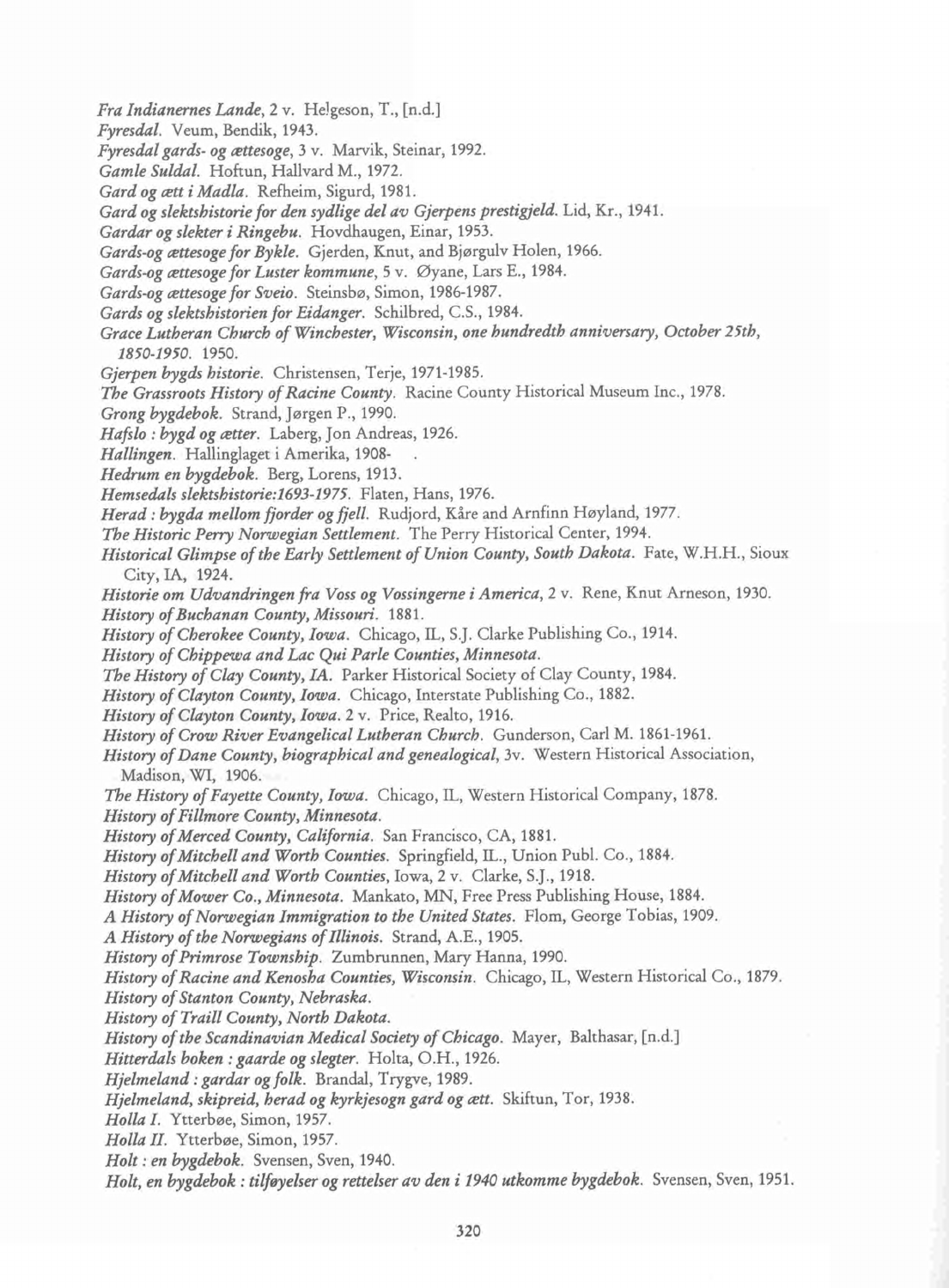*Fra Indianernes Lande*, 2 v. Helgeson, T., [n.d.]

*Fyresdal*. Veum, Bendik, 1943.

*Fyresdal gards- og ættesoge*, 3 v. Marvik, Steinar, 1992.

*Gamle Suldal*. Hoftun, Hallvard M., 1972.

*Gard og ætt i Madla*. Refheim, Sigurd, 1981.

*Gard og slektshistorie for den sydlige del av Gjerpens prestigjeld*. Lid, Kr., 1941.

*Gardar og slekter i Ringebu*. Hovdhaugen, Einar, 1953.

*Gards-og ættesoge for Bykle*. Gjerden, Knut, and Bjørgulv Holen, 1966.

*Gards-og ættesoge for Luster kommune*, 5 v. Øyane, Lars E., 1984.

*Gards-og ættesoge for Sveio*. Steinsbø, Simon, 1986-1987.

*Gards og slektshistorien for Eidanger*. Schilbred, C.S., 1984.

*Grace Lutheran Church of Winchester, Wisconsin, one hundredth anniversary, October 25th, 1850-1950*. 1950.

*Gjerpen bygds historie*. Christensen, Terje, 1971-1985.

*The Grassroots History of Racine County*. Racine County Historical Museum Inc., 1978.

*Grong bygdebok*. Strand, Jørgen P., 1990.

*Hafslo : bygd og ætter*. Laberg, Jon Andreas, 1926.

*Hallingen*. Hallinglaget i Amerika, 1908- .

*Hedrum en bygdebok*. Berg, Lorens, 1913.

*Hemsedals slektshistorie:1693-1975*. Flaten, Hans, 1976.

*Herad : bygda mellom fjorder og fjell*. Rudjord, Kåre and Arnfinn Høyland, 1977.

*The Historic Perry Norwegian Settlement*. The Perry Historical Center, 1994.

*Historical Glimpse of the Early Settlement of Union County, South Dakota*. Fate, W.H.H., Sioux City, IA, 1924.

*Historie om Udvandringen fra Voss og Vossingerne i America*, 2 v. Rene, Knut Arneson, 1930.

*History of Buchanan County, Missouri*. 1881.

*History of Cherokee County, Iowa*. Chicago, IL, S.J. Clarke Publishing Co., 1914.

*History of Chippewa and Lac Qui Parle Counties, Minnesota*.

*The History of Clay County, IA*. Parker Historical Society of Clay County, 1984.

*History of Clayton County, Iowa*. Chicago, Interstate Publishing Co., 1882.

*History of Clayton County, Iowa*. 2 v. Price, Realto, 1916.

*History of Crow River Evangelical Lutheran Church*. Gunderson, Carl M. 1861-1961.

*History of Dane County, biographical and genealogical*, 3v. Western Historical Association, Madison, WI, 1906.

*The History of Fayette County, Iowa*. Chicago, IL, Western Historical Company, 1878.

*History of Fillmore County, Minnesota*.

*History of Merced County, California*. San Francisco, CA, 1881.

*History of Mitchell and Worth Counties*. Springfield, IL., Union Publ. Co., 1884.

*History of Mitchell and Worth Counties*, Iowa, 2 v. Clarke, S.J., 1918.

*History of Mower Co., Minnesota*. Mankato, MN, Free Press Publishing House, 1884.

*A History of Norwegian Immigration to the United States*. Flom, George Tobias, 1909.

*A History of the Norwegians of Illinois*. Strand, A.E., 1905.

*History of Primrose Township*. Zumbrunnen, Mary Hanna, 1990.

*History of Racine and Kenosha Counties, Wisconsin*. Chicago, IL, Western Historical Co., 1879.

*History of Stanton County, Nebraska*.

*History of Traill County, North Dakota*.

*History of the Scandinavian Medical Society of Chicago*. Mayer, Balthasar, [n.d.]

*Hitterdals boken : gaarde og slegter*. Holta, O.H., 1926.

*Hjelmeland : gardar og folk*. Brandal, Trygve, 1989.

*Hjelmeland, skipreid, herad og kyrkjesogn gard og ætt*. Skiftun, Tor, 1938.

*Holla I*. Ytterbøe, Simon, 1957.

*Holla II*. Ytterbøe, Simon, 1957.

*Holt : en bygdebok*. Svensen, Sven, 1940.

*Holt, en bygdebok : tilføyelser og rettelser av den i 1940 utkomme bygdebok*. Svensen, Sven, 1951.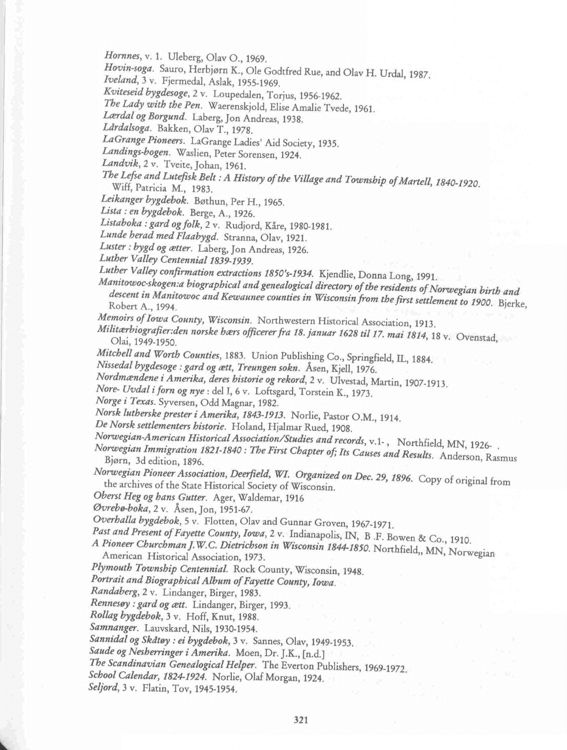*Hornnes*, v. 1. Uleberg, Olav O., 1969.
*Hovin-soga*. Sauro, Herbjørn K., Ole Godtfred Rue, and Olav H. Urdal, 1987.
*Iveland*, 3 v. Fjermedal, Aslak, 1955-1969.
*Kviteseid bygdesoge*, 2 v. Loupedalen, Torjus, 1956-1962.
*The Lady with the Pen*. Waerenskjold, Elise Amalie Tvede, 1961.
*Lærdal og Borgund*. Laberg, Jon Andreas, 1938.
*Lårdalsoga*. Bakken, Olav T., 1978.
*LaGrange Pioneers*. LaGrange Ladies' Aid Society, 1935.
*Landings-bogen*. Waslien, Peter Sorensen, 1924.
*Landvik*, 2 v. Tveite, Johan, 1961.
*The Lefse and Lutefisk Belt : A History of the Village and Township of Martell, 1840-1920*. Wiff, Patricia M., 1983.
*Leikanger bygdebok*. Bøthun, Per H., 1965.
*Lista : en bygdebok*. Berge, A., 1926.
*Listaboka : gard og folk*, 2 v. Rudjord, Kåre, 1980-1981.
*Lunde herad med Flaabygd*. Stranna, Olav, 1921.
*Luster : bygd og ætter*. Laberg, Jon Andreas, 1926.
*Luther Valley Centennial 1839-1939*.
*Luther Valley confirmation extractions 1850's-1934*. Kjendlie, Donna Long, 1991.
*Manitowoc-skogen:a biographical and genealogical directory of the residents of Norwegian birth and descent in Manitowoc and Kewaunee counties in Wisconsin from the first settlement to 1900*. Bjerke, Robert A., 1994.
*Memoirs of Iowa County, Wisconsin*. Northwestern Historical Association, 1913.
*Militærbiografier:den norske hærs officerer fra 18. januar 1628 til 17. mai 1814*, 18 v. Ovenstad, Olai, 1949-1950.
*Mitchell and Worth Counties*, 1883. Union Publishing Co., Springfield, IL, 1884.
*Nissedal bygdesoge : gard og ætt, Treungen sokn*. Åsen, Kjell, 1976.
*Nordmændene i Amerika, deres historie og rekord*, 2 v. Ulvestad, Martin, 1907-1913.
*Nore- Uvdal i forn og nye* : del I, 6 v. Loftsgard, Torstein K., 1973.
*Norge i Texas*. Syversen, Odd Magnar, 1982.
*Norsk lutherske prester i Amerika, 1843-1913*. Norlie, Pastor O.M., 1914.
*De Norsk settlementers historie*. Holand, Hjalmar Rued, 1908.
*Norwegian-American Historical Association/Studies and records*, v.1- , Northfield, MN, 1926- .
*Norwegian Immigration 1821-1840 : The First Chapter of; Its Causes and Results*. Anderson, Rasmus Bjørn, 3d edition, 1896.
*Norwegian Pioneer Association, Deerfield, WI. Organized on Dec. 29, 1896*. Copy of original from the archives of the State Historical Society of Wisconsin.
*Oberst Heg og hans Gutter*. Ager, Waldemar, 1916
*Øvrebø-boka*, 2 v. Åsen, Jon, 1951-67.
*Overhalla bygdebok*, 5 v. Flotten, Olav and Gunnar Groven, 1967-1971.
*Past and Present of Fayette County, Iowa*, 2 v. Indianapolis, IN, B .F. Bowen & Co., 1910.
*A Pioneer Churchman J.W.C. Dietrichson in Wisconsin 1844-1850*. Northfield,, MN, Norwegian American Historical Association, 1973.
*Plymouth Township Centennial*. Rock County, Wisconsin, 1948.
*Portrait and Biographical Album of Fayette County, Iowa*.
*Randaberg*, 2 v. Lindanger, Birger, 1983.
*Rennesøy : gard og ætt*. Lindanger, Birger, 1993.
*Rollag bygdebok*, 3 v. Hoff, Knut, 1988.
*Samnanger*. Lauvskard, Nils, 1930-1954.
*Sannidal og Skåtøy : ei bygdebok*, 3 v. Sannes, Olav, 1949-1953.
*Saude og Nesherringer i Amerika*. Moen, Dr. J.K., [n.d.]
*The Scandinavian Genealogical Helper*. The Everton Publishers, 1969-1972.
*School Calendar, 1824-1924*. Norlie, Olaf Morgan, 1924.
*Seljord*, 3 v. Flatin, Tov, 1945-1954.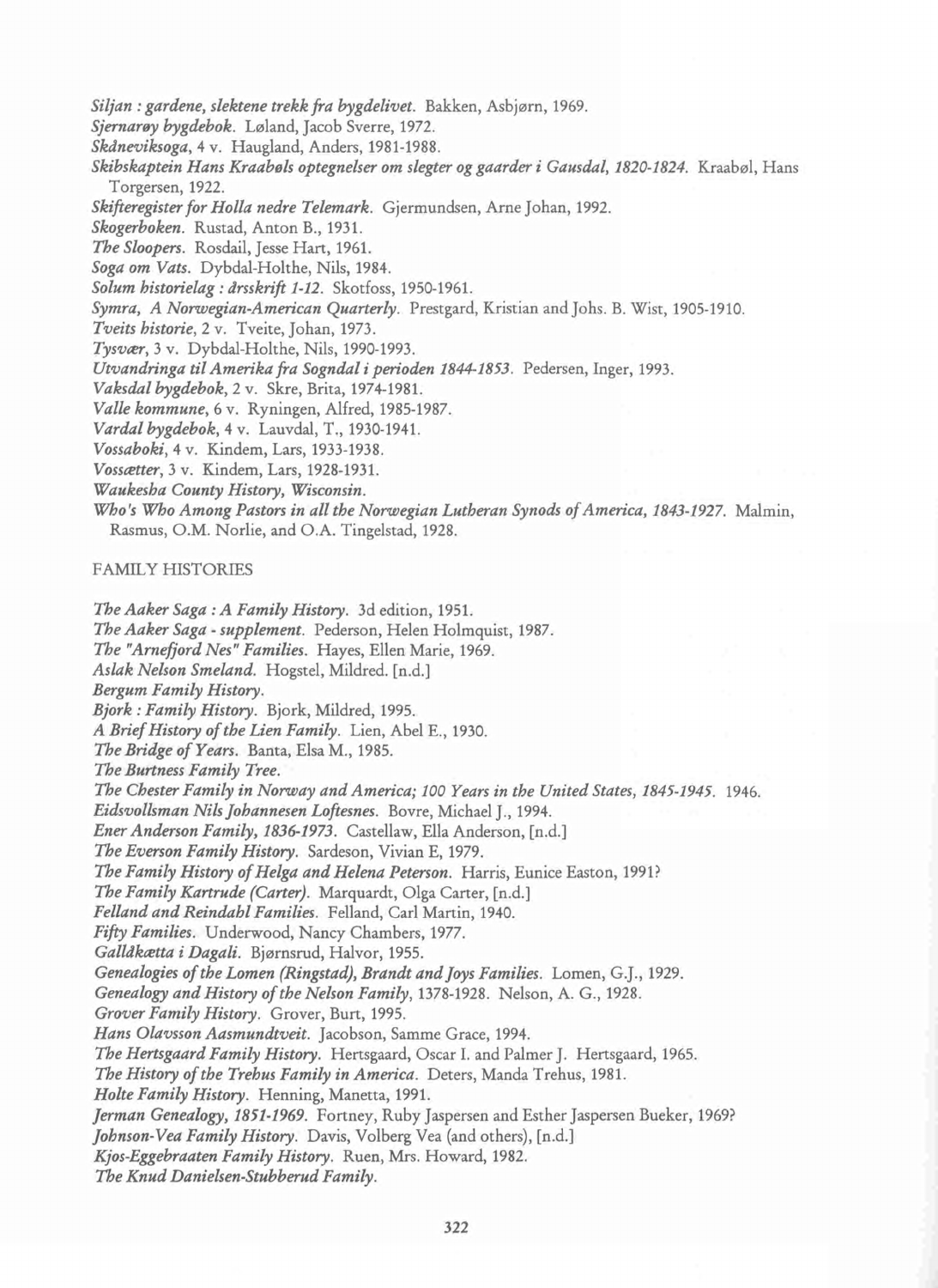*Siljan : gardene, slektene trekk fra bygdelivet.* Bakken, Asbjørn, 1969.
*Sjernarøy bygdebok.* Løland, Jacob Sverre, 1972.
*Skåneviksoga*, 4 v. Haugland, Anders, 1981-1988.
*Skibskaptein Hans Kraabøls optegnelser om slegter og gaarder i Gausdal, 1820-1824.* Kraabøl, Hans Torgersen, 1922.
*Skifteregister for Holla nedre Telemark.* Gjermundsen, Arne Johan, 1992.
*Skogerboken.* Rustad, Anton B., 1931.
*The Sloopers.* Rosdail, Jesse Hart, 1961.
*Soga om Vats.* Dybdal-Holthe, Nils, 1984.
*Solum historielag : årsskrift 1-12.* Skotfoss, 1950-1961.
*Symra, A Norwegian-American Quarterly.* Prestgard, Kristian and Johs. B. Wist, 1905-1910.
*Tveits historie*, 2 v. Tveite, Johan, 1973.
*Tysvær*, 3 v. Dybdal-Holthe, Nils, 1990-1993.
*Utvandringa til Amerika fra Sogndal i perioden 1844-1853.* Pedersen, Inger, 1993.
*Vaksdal bygdebok*, 2 v. Skre, Brita, 1974-1981.
*Valle kommune*, 6 v. Ryningen, Alfred, 1985-1987.
*Vardal bygdebok*, 4 v. Lauvdal, T., 1930-1941.
*Vossaboki*, 4 v. Kindem, Lars, 1933-1938.
*Vossætter*, 3 v. Kindem, Lars, 1928-1931.
*Waukesha County History, Wisconsin.*
*Who's Who Among Pastors in all the Norwegian Lutheran Synods of America, 1843-1927.* Malmin, Rasmus, O.M. Norlie, and O.A. Tingelstad, 1928.

## FAMILY HISTORIES

*The Aaker Saga : A Family History.* 3d edition, 1951.
*The Aaker Saga - supplement.* Pederson, Helen Holmquist, 1987.
*The "Arnefjord Nes" Families.* Hayes, Ellen Marie, 1969.
*Aslak Nelson Smeland.* Hogstel, Mildred. [n.d.]
*Bergum Family History.*
*Bjork : Family History.* Bjork, Mildred, 1995.
*A Brief History of the Lien Family.* Lien, Abel E., 1930.
*The Bridge of Years.* Banta, Elsa M., 1985.
*The Burtness Family Tree.*
*The Chester Family in Norway and America; 100 Years in the United States, 1845-1945.* 1946.
*Eidsvollsman Nils Johannesen Loftesnes.* Bovre, Michael J., 1994.
*Ener Anderson Family, 1836-1973.* Castellaw, Ella Anderson, [n.d.]
*The Everson Family History.* Sardeson, Vivian E, 1979.
*The Family History of Helga and Helena Peterson.* Harris, Eunice Easton, 1991?
*The Family Kartrude (Carter).* Marquardt, Olga Carter, [n.d.]
*Felland and Reindahl Families.* Felland, Carl Martin, 1940.
*Fifty Families.* Underwood, Nancy Chambers, 1977.
*Galldkætta i Dagali.* Bjørnsrud, Halvor, 1955.
*Genealogies of the Lomen (Ringstad), Brandt and Joys Families.* Lomen, G.J., 1929.
*Genealogy and History of the Nelson Family, 1378-1928.* Nelson, A. G., 1928.
*Grover Family History.* Grover, Burt, 1995.
*Hans Olavsson Aasmundtveit.* Jacobson, Samme Grace, 1994.
*The Hertsgaard Family History.* Hertsgaard, Oscar I. and Palmer J. Hertsgaard, 1965.
*The History of the Trehus Family in America.* Deters, Manda Trehus, 1981.
*Holte Family History.* Henning, Manetta, 1991.
*Jerman Genealogy, 1851-1969.* Fortney, Ruby Jaspersen and Esther Jaspersen Bueker, 1969?
*Johnson-Vea Family History.* Davis, Volberg Vea (and others), [n.d.]
*Kjos-Eggebraaten Family History.* Ruen, Mrs. Howard, 1982.
*The Knud Danielsen-Stubberud Family.*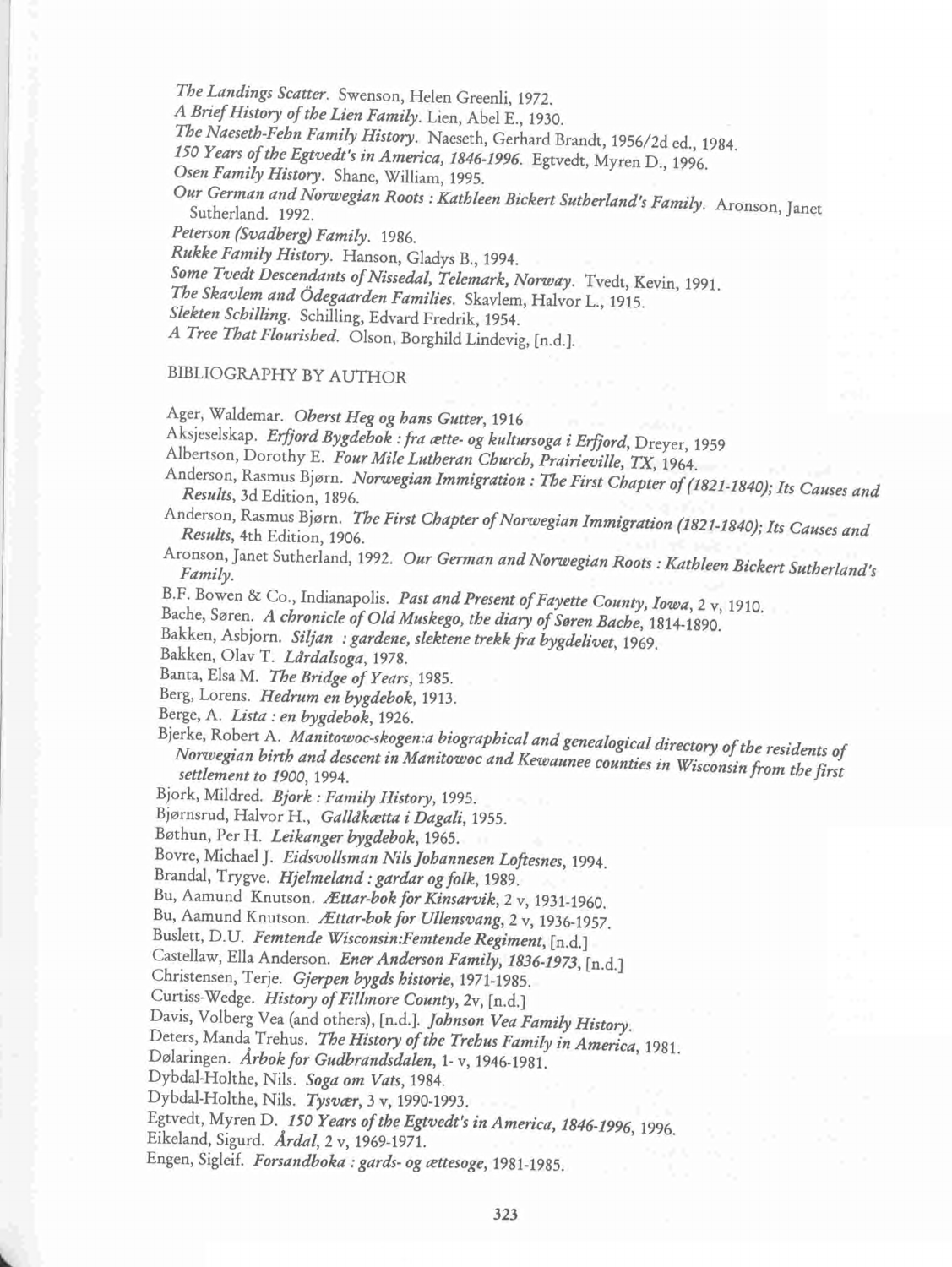*The Landings Scatter*. Swenson, Helen Greenli, 1972.
*A Brief History of the Lien Family*. Lien, Abel E., 1930.
*The Naeseth-Fehn Family History*. Naeseth, Gerhard Brandt, 1956/2d ed., 1984.
*150 Years of the Egtvedt's in America, 1846-1996*. Egtvedt, Myren D., 1996.
*Osen Family History*. Shane, William, 1995.
*Our German and Norwegian Roots : Kathleen Bickert Sutherland's Family*. Aronson, Janet Sutherland. 1992.
*Peterson (Svadberg) Family*. 1986.
*Rukke Family History*. Hanson, Gladys B., 1994.
*Some Tvedt Descendants of Nissedal, Telemark, Norway*. Tvedt, Kevin, 1991.
*The Skavlem and Ödegaarden Families*. Skavlem, Halvor L., 1915.
*Slekten Schilling*. Schilling, Edvard Fredrik, 1954.
*A Tree That Flourished*. Olson, Borghild Lindevig, [n.d.].

## BIBLIOGRAPHY BY AUTHOR

Ager, Waldemar. *Oberst Heg og hans Gutter*, 1916
Aksjeselskap. *Erfjord Bygdebok : fra ætte- og kultursoga i Erfjord*, Dreyer, 1959
Albertson, Dorothy E. *Four Mile Lutheran Church, Prairieville, TX*, 1964.
Anderson, Rasmus Bjørn. *Norwegian Immigration : The First Chapter of (1821-1840); Its Causes and Results*, 3d Edition, 1896.
Anderson, Rasmus Bjørn. *The First Chapter of Norwegian Immigration (1821-1840); Its Causes and Results*, 4th Edition, 1906.
Aronson, Janet Sutherland, 1992. *Our German and Norwegian Roots : Kathleen Bickert Sutherland's Family.*
B.F. Bowen & Co., Indianapolis. *Past and Present of Fayette County, Iowa*, 2 v, 1910.
Bache, Søren. *A chronicle of Old Muskego, the diary of Søren Bache*, 1814-1890.
Bakken, Asbjorn. *Siljan : gardene, slektene trekk fra bygdelivet*, 1969.
Bakken, Olav T. *Lårdalsoga*, 1978.
Banta, Elsa M. *The Bridge of Years*, 1985.
Berg, Lorens. *Hedrum en bygdebok*, 1913.
Berge, A. *Lista : en bygdebok*, 1926.
Bjerke, Robert A. *Manitowoc-skogen:a biographical and genealogical directory of the residents of Norwegian birth and descent in Manitowoc and Kewaunee counties in Wisconsin from the first settlement to 1900*, 1994.
Bjork, Mildred. *Bjork : Family History*, 1995.
Bjørnsrud, Halvor H., *Gallåkætta i Dagali*, 1955.
Bøthun, Per H. *Leikanger bygdebok*, 1965.
Bovre, Michael J. *Eidsvollsman Nils Johannesen Loftesnes*, 1994.
Brandal, Trygve. *Hjelmeland : gardar og folk*, 1989.
Bu, Aamund Knutson. *Ættar-bok for Kinsarvik*, 2 v, 1931-1960.
Bu, Aamund Knutson. *Ættar-bok for Ullensvang*, 2 v, 1936-1957.
Buslett, D.U. *Femtende Wisconsin:Femtende Regiment*, [n.d.]
Castellaw, Ella Anderson. *Ener Anderson Family, 1836-1973*, [n.d.]
Christensen, Terje. *Gjerpen bygds historie*, 1971-1985.
Curtiss-Wedge. *History of Fillmore County*, 2v, [n.d.]
Davis, Volberg Vea (and others), [n.d.]. *Johnson Vea Family History.*
Deters, Manda Trehus. *The History of the Trehus Family in America*, 1981.
Dølaringen. *Årbok for Gudbrandsdalen*, 1- v, 1946-1981.
Dybdal-Holthe, Nils. *Soga om Vats*, 1984.
Dybdal-Holthe, Nils. *Tysvær*, 3 v, 1990-1993.
Egtvedt, Myren D. *150 Years of the Egtvedt's in America, 1846-1996*, 1996.
Eikeland, Sigurd. *Årdal*, 2 v, 1969-1971.
Engen, Sigleif. *Forsandboka : gards- og ættesoge*, 1981-1985.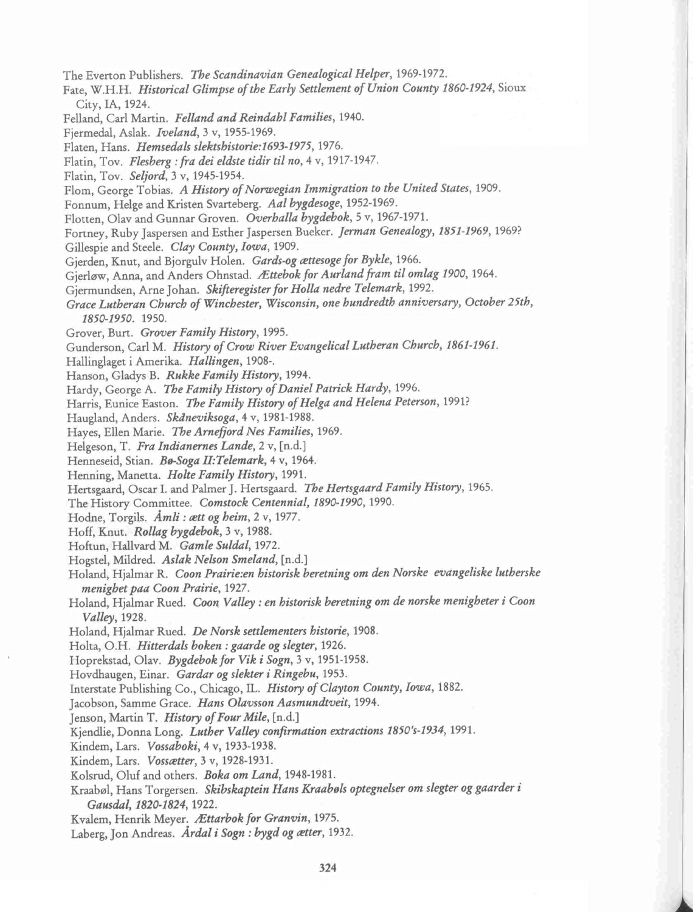The Everton Publishers. *The Scandinavian Genealogical Helper*, 1969-1972.

Fate, W.H.H. *Historical Glimpse of the Early Settlement of Union County 1860-1924*, Sioux City, IA, 1924.

Felland, Carl Martin. *Felland and Reindahl Families*, 1940.

Fjermedal, Aslak. *Iveland*, 3 v, 1955-1969.

Flaten, Hans. *Hemsedals slektshistorie:1693-1975*, 1976.

Flatin, Tov. *Flesberg : fra dei eldste tidir til no*, 4 v, 1917-1947.

Flatin, Tov. *Seljord*, 3 v, 1945-1954.

Flom, George Tobias. *A History of Norwegian Immigration to the United States*, 1909.

Fonnum, Helge and Kristen Svarteberg. *Aal bygdesoge*, 1952-1969.

Flotten, Olav and Gunnar Groven. *Overhalla bygdebok*, 5 v, 1967-1971.

Fortney, Ruby Jaspersen and Esther Jaspersen Bueker. *Jerman Genealogy, 1851-1969*, 1969?

Gillespie and Steele. *Clay County, Iowa*, 1909.

Gjerden, Knut, and Bjorgulv Holen. *Gards-og ættesoge for Bykle*, 1966.

Gjerløw, Anna, and Anders Ohnstad. *Ættebok for Aurland fram til omlag 1900*, 1964.

Gjermundsen, Arne Johan. *Skifteregister for Holla nedre Telemark*, 1992.

*Grace Lutheran Church of Winchester, Wisconsin, one hundredth anniversary, October 25th, 1850-1950*. 1950.

Grover, Burt. *Grover Family History*, 1995.

Gunderson, Carl M. *History of Crow River Evangelical Lutheran Church, 1861-1961.*

Hallinglaget i Amerika. *Hallingen*, 1908-.

Hanson, Gladys B. *Rukke Family History*, 1994.

Hardy, George A. *The Family History of Daniel Patrick Hardy*, 1996.

Harris, Eunice Easton. *The Family History of Helga and Helena Peterson*, 1991?

Haugland, Anders. *Skåneviksoga*, 4 v, 1981-1988.

Hayes, Ellen Marie. *The Arnefjord Nes Families*, 1969.

Helgeson, T. *Fra Indianernes Lande*, 2 v, [n.d.]

Henneseid, Stian. *Bø-Soga II:Telemark*, 4 v, 1964.

Henning, Manetta. *Holte Family History*, 1991.

Hertsgaard, Oscar I. and Palmer J. Hertsgaard. *The Hertsgaard Family History*, 1965.

The History Committee. *Comstock Centennial, 1890-1990*, 1990.

Hodne, Torgils. *Åmli : ætt og heim*, 2 v, 1977.

Hoff, Knut. *Rollag bygdebok*, 3 v, 1988.

Hoftun, Hallvard M. *Gamle Suldal*, 1972.

Hogstel, Mildred. *Aslak Nelson Smeland*, [n.d.]

Holand, Hjalmar R. *Coon Prairie:en historisk beretning om den Norske evangeliske lutherske menighet paa Coon Prairie*, 1927.

Holand, Hjalmar Rued. *Coon Valley : en historisk beretning om de norske menigheter i Coon Valley*, 1928.

Holand, Hjalmar Rued. *De Norsk settlementers historie*, 1908.

Holta, O.H. *Hitterdals boken : gaarde og slegter*, 1926.

Hoprekstad, Olav. *Bygdebok for Vik i Sogn*, 3 v, 1951-1958.

Hovdhaugen, Einar. *Gardar og slekter i Ringebu*, 1953.

Interstate Publishing Co., Chicago, IL. *History of Clayton County, Iowa*, 1882.

Jacobson, Samme Grace. *Hans Olavsson Aasmundtveit*, 1994.

Jenson, Martin T. *History of Four Mile*, [n.d.]

Kjendlie, Donna Long. *Luther Valley confirmation extractions 1850's-1934*, 1991.

Kindem, Lars. *Vossaboki*, 4 v, 1933-1938.

Kindem, Lars. *Vossætter*, 3 v, 1928-1931.

Kolsrud, Oluf and others. *Boka om Land*, 1948-1981.

Kraabøl, Hans Torgersen. *Skibskaptein Hans Kraabøls optegnelser om slegter og gaarder i Gausdal, 1820-1824*, 1922.

Kvalem, Henrik Meyer. *Ættarbok for Granvin*, 1975.

Laberg, Jon Andreas. *Årdal i Sogn : bygd og ætter*, 1932.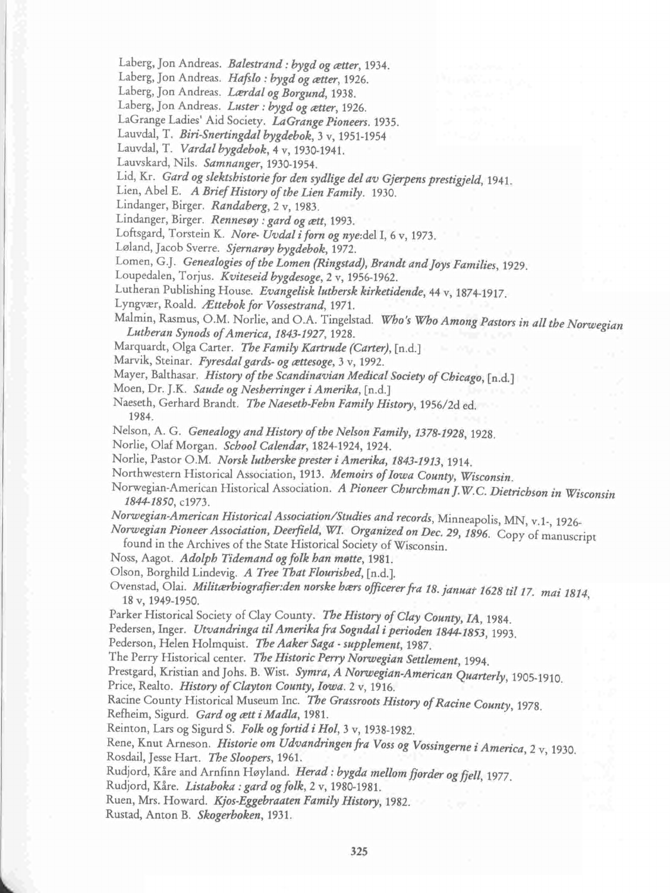Laberg, Jon Andreas. *Balestrand : bygd og ætter*, 1934.

Laberg, Jon Andreas. *Hafslo : bygd og ætter*, 1926.

Laberg, Jon Andreas. *Lærdal og Borgund*, 1938.

Laberg, Jon Andreas. *Luster : bygd og ætter*, 1926.

LaGrange Ladies' Aid Society. *LaGrange Pioneers*. 1935.

Lauvdal, T. *Biri-Snertingdal bygdebok*, 3 v, 1951-1954

Lauvdal, T. *Vardal bygdebok*, 4 v, 1930-1941.

Lauvskard, Nils. *Samnanger*, 1930-1954.

Lid, Kr. *Gard og slektshistorie for den sydlige del av Gjerpens prestigjeld*, 1941.

Lien, Abel E. *A Brief History of the Lien Family*. 1930.

Lindanger, Birger. *Randaberg*, 2 v, 1983.

Lindanger, Birger. *Rennesøy : gard og ætt*, 1993.

Loftsgard, Torstein K. *Nore- Uvdal i forn og nye*:del I, 6 v, 1973.

Løland, Jacob Sverre. *Sjernarøy bygdebok*, 1972.

Lomen, G.J. *Genealogies of the Lomen (Ringstad), Brandt and Joys Families*, 1929.

Loupedalen, Torjus. *Kviteseid bygdesoge*, 2 v, 1956-1962.

Lutheran Publishing House. *Evangelisk luthersk kirketidende*, 44 v, 1874-1917.

Lyngvær, Roald. *Ættebok for Vossestrand*, 1971.

Malmin, Rasmus, O.M. Norlie, and O.A. Tingelstad. *Who's Who Among Pastors in all the Norwegian Lutheran Synods of America, 1843-1927*, 1928.

Marquardt, Olga Carter. *The Family Kartrude (Carter)*, [n.d.]

Marvik, Steinar. *Fyresdal gards- og ættesoge*, 3 v, 1992.

Mayer, Balthasar. *History of the Scandinavian Medical Society of Chicago*, [n.d.]

Moen, Dr. J.K. *Saude og Nesherringer i Amerika*, [n.d.]

Naeseth, Gerhard Brandt. *The Naeseth-Fehn Family History*, 1956/2d ed. 1984.

Nelson, A. G. *Genealogy and History of the Nelson Family, 1378-1928*, 1928.

Norlie, Olaf Morgan. *School Calendar*, 1824-1924, 1924.

Norlie, Pastor O.M. *Norsk lutherske prester i Amerika, 1843-1913*, 1914.

Northwestern Historical Association, 1913. *Memoirs of Iowa County, Wisconsin*.

Norwegian-American Historical Association. *A Pioneer Churchman J.W.C. Dietrichson in Wisconsin 1844-1850*, c1973.

*Norwegian-American Historical Association/Studies and records*, Minneapolis, MN, v.1-, 1926-

*Norwegian Pioneer Association, Deerfield, WI. Organized on Dec. 29, 1896*. Copy of manuscript found in the Archives of the State Historical Society of Wisconsin.

Noss, Aagot. *Adolph Tidemand og folk han møtte*, 1981.

Olson, Borghild Lindevig. *A Tree That Flourished*, [n.d.].

Ovenstad, Olai. *Militærbiografier:den norske hærs officerer fra 18. januar 1628 til 17. mai 1814*, 18 v, 1949-1950.

Parker Historical Society of Clay County. *The History of Clay County, IA*, 1984.

Pedersen, Inger. *Utvandringa til Amerika fra Sogndal i perioden 1844-1853*, 1993.

Pederson, Helen Holmquist. *The Aaker Saga - supplement*, 1987.

The Perry Historical center. *The Historic Perry Norwegian Settlement*, 1994.

Prestgard, Kristian and Johs. B. Wist. *Symra, A Norwegian-American Quarterly*, 1905-1910.

Price, Realto. *History of Clayton County, Iowa*. 2 v, 1916.

Racine County Historical Museum Inc. *The Grassroots History of Racine County*, 1978.

Refheim, Sigurd. *Gard og ætt i Madla*, 1981.

Reinton, Lars og Sigurd S. *Folk og fortid i Hol*, 3 v, 1938-1982.

Rene, Knut Arneson. *Historie om Udvandringen fra Voss og Vossingerne i America*, 2 v, 1930.

Rosdail, Jesse Hart. *The Sloopers*, 1961.

Rudjord, Kåre and Arnfinn Høyland. *Herad : bygda mellom fjorder og fjell*, 1977.

Rudjord, Kåre. *Listaboka : gard og folk*, 2 v, 1980-1981.

Ruen, Mrs. Howard. *Kjos-Eggebraaten Family History*, 1982.

Rustad, Anton B. *Skogerboken*, 1931.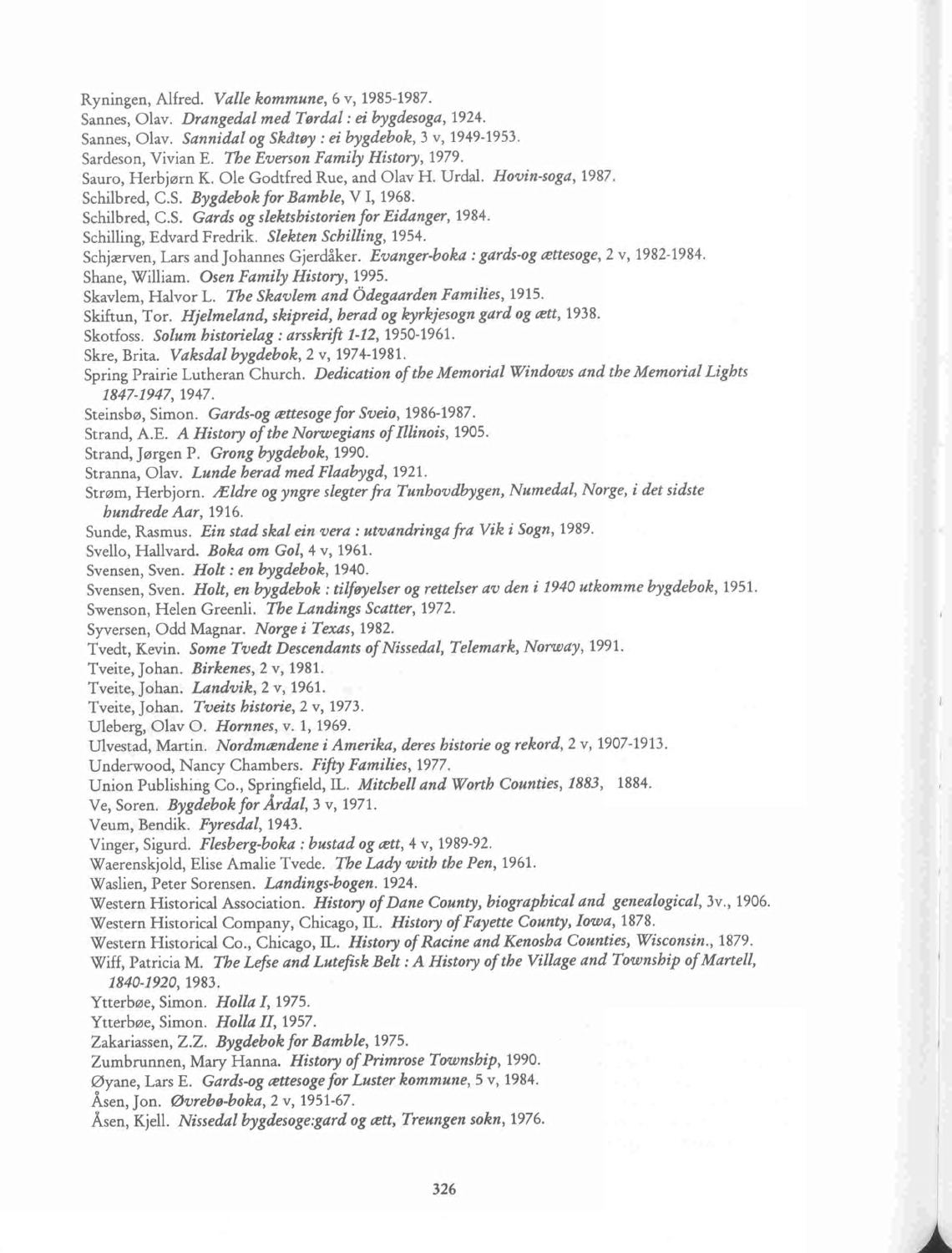Ryningen, Alfred. *Valle kommune*, 6 v, 1985-1987.
Sannes, Olav. *Drangedal med Tørdal : ei bygdesoga*, 1924.
Sannes, Olav. *Sannidal og Skåtøy : ei bygdebok*, 3 v, 1949-1953.
Sardeson, Vivian E. *The Everson Family History*, 1979.
Sauro, Herbjørn K. Ole Godtfred Rue, and Olav H. Urdal. *Hovin-soga*, 1987.
Schilbred, C.S. *Bygdebok for Bamble*, V I, 1968.
Schilbred, C.S. *Gards og slektshistorien for Eidanger*, 1984.
Schilling, Edvard Fredrik. *Slekten Schilling*, 1954.
Schjærven, Lars and Johannes Gjerdåker. *Evanger-boka : gards-og ættesoge*, 2 v, 1982-1984.
Shane, William. *Osen Family History*, 1995.
Skavlem, Halvor L. *The Skavlem and Ödegaarden Families*, 1915.
Skiftun, Tor. *Hjelmeland, skipreid, herad og kyrkjesogn gard og ætt*, 1938.
Skotfoss. *Solum historielag : arsskrift 1-12*, 1950-1961.
Skre, Brita. *Vaksdal bygdebok*, 2 v, 1974-1981.
Spring Prairie Lutheran Church. *Dedication of the Memorial Windows and the Memorial Lights 1847-1947*, 1947.
Steinsbø, Simon. *Gards-og ættesoge for Sveio*, 1986-1987.
Strand, A.E. *A History of the Norwegians of Illinois*, 1905.
Strand, Jørgen P. *Grong bygdebok*, 1990.
Stranna, Olav. *Lunde herad med Flaabygd*, 1921.
Strøm, Herbjorn. *Ældre og yngre slegter fra Tunhovdbygen, Numedal, Norge, i det sidste hundrede Aar*, 1916.
Sunde, Rasmus. *Ein stad skal ein vera : utvandringa fra Vik i Sogn*, 1989.
Svello, Hallvard. *Boka om Gol*, 4 v, 1961.
Svensen, Sven. *Holt : en bygdebok*, 1940.
Svensen, Sven. *Holt, en bygdebok : tilføyelser og rettelser av den i 1940 utkomme bygdebok*, 1951.
Swenson, Helen Greenli. *The Landings Scatter*, 1972.
Syversen, Odd Magnar. *Norge i Texas*, 1982.
Tvedt, Kevin. *Some Tvedt Descendants of Nissedal, Telemark, Norway*, 1991.
Tveite, Johan. *Birkenes*, 2 v, 1981.
Tveite, Johan. *Landvik*, 2 v, 1961.
Tveite, Johan. *Tveits historie*, 2 v, 1973.
Uleberg, Olav O. *Hornnes*, v. 1, 1969.
Ulvestad, Martin. *Nordmændene i Amerika, deres historie og rekord*, 2 v, 1907-1913.
Underwood, Nancy Chambers. *Fifty Families*, 1977.
Union Publishing Co., Springfield, IL. *Mitchell and Worth Counties, 1883*, 1884.
Ve, Soren. *Bygdebok for Årdal*, 3 v, 1971.
Veum, Bendik. *Fyresdal*, 1943.
Vinger, Sigurd. *Flesberg-boka : bustad og ætt*, 4 v, 1989-92.
Waerenskjold, Elise Amalie Tvede. *The Lady with the Pen*, 1961.
Waslien, Peter Sorensen. *Landings-bogen*. 1924.
Western Historical Association. *History of Dane County, biographical and genealogical*, 3v., 1906.
Western Historical Company, Chicago, IL. *History of Fayette County, Iowa*, 1878.
Western Historical Co., Chicago, IL. *History of Racine and Kenosha Counties, Wisconsin.*, 1879.
Wiff, Patricia M. *The Lefse and Lutefisk Belt : A History of the Village and Township of Martell, 1840-1920*, 1983.
Ytterbøe, Simon. *Holla I*, 1975.
Ytterbøe, Simon. *Holla II*, 1957.
Zakariassen, Z.Z. *Bygdebok for Bamble*, 1975.
Zumbrunnen, Mary Hanna. *History of Primrose Township*, 1990.
Øyane, Lars E. *Gards-og ættesoge for Luster kommune*, 5 v, 1984.
Åsen, Jon. *Øvrebø-boka*, 2 v, 1951-67.
Åsen, Kjell. *Nissedal bygdesoge:gard og ætt, Treungen sokn*, 1976.